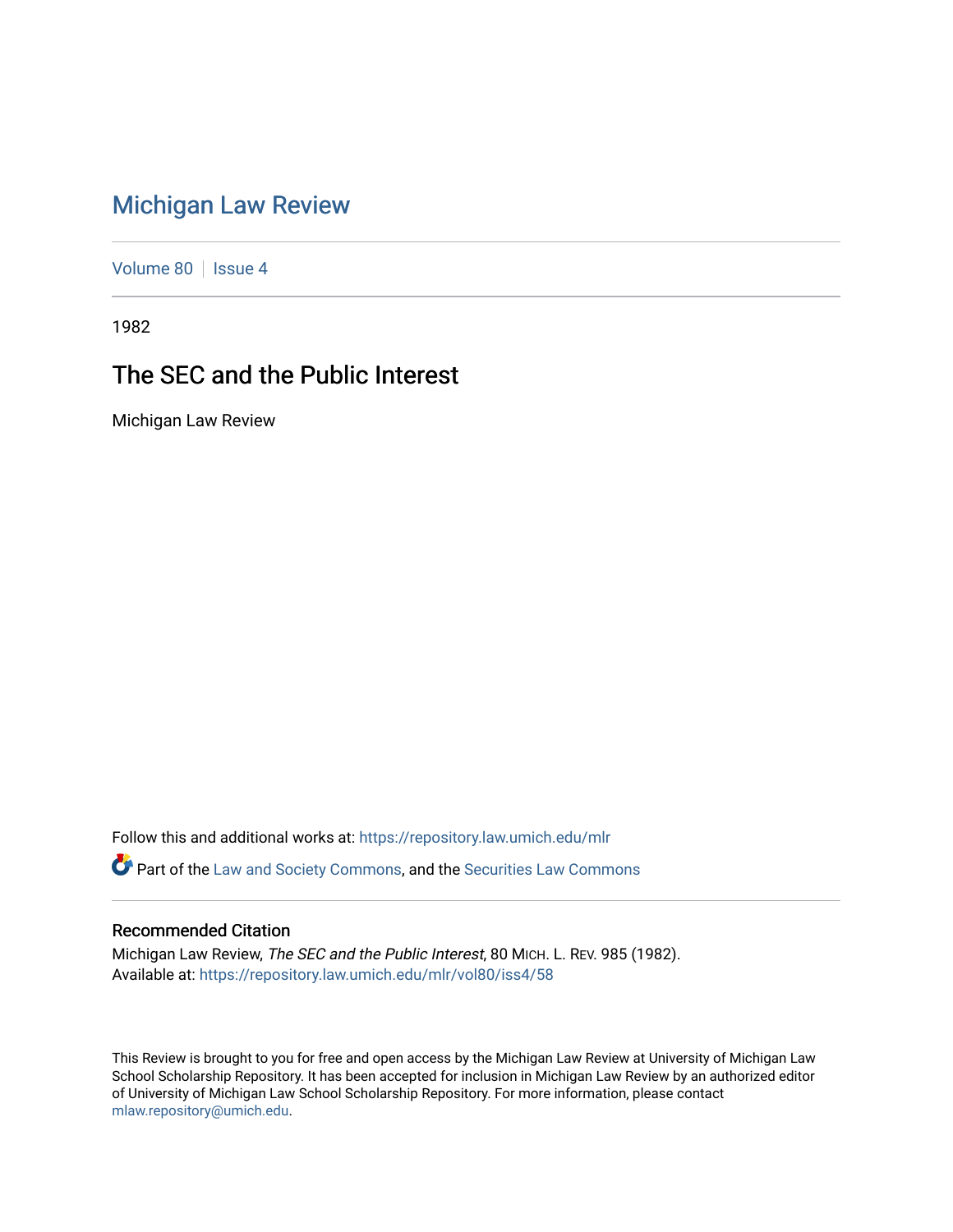# Michigan Law Review

Volume 80 | Issue 4

1982

## The SEC and the Public Interest

Michigan Law Review

Follow this and additional works at: https://repository.law.umich.edu/mlr

Part of the Law and Society Commons, and the Securities Law Commons

### Recommended Citation

Michigan Law Review, *The SEC and the Public Interest*, 80 MICH. L. REV. 985 (1982).
Available at: https://repository.law.umich.edu/mlr/vol80/iss4/58

This Review is brought to you for free and open access by the Michigan Law Review at University of Michigan Law School Scholarship Repository. It has been accepted for inclusion in Michigan Law Review by an authorized editor of University of Michigan Law School Scholarship Repository. For more information, please contact mlaw.repository@umich.edu.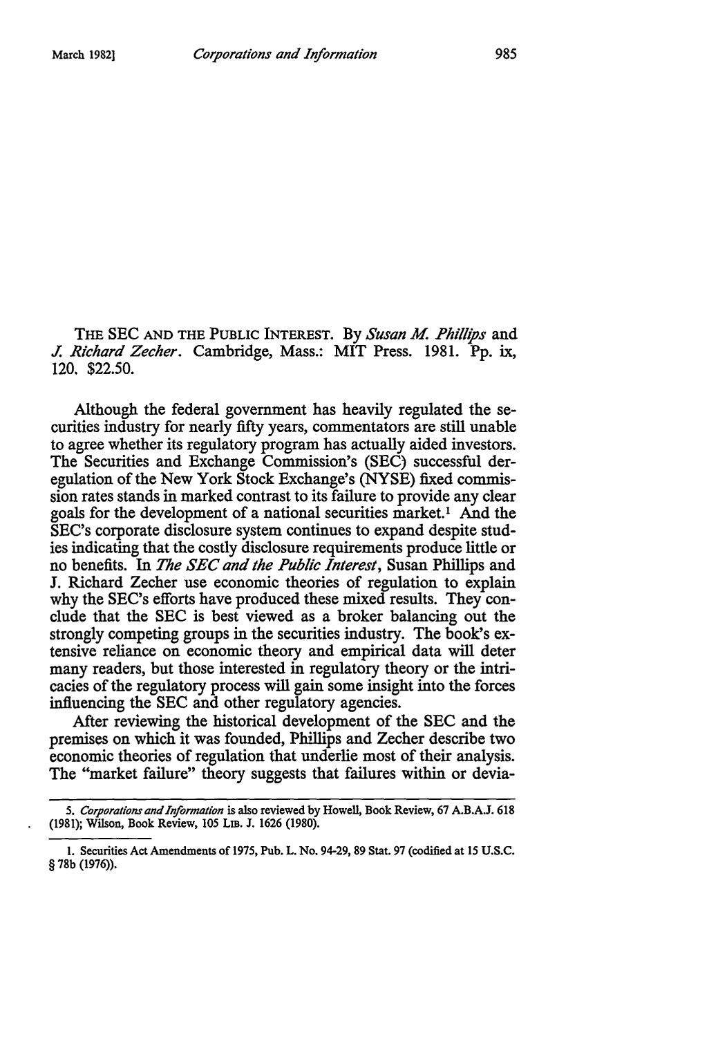THE SEC AND THE PUBLIC INTEREST. By *Susan M. Phillips* and *J. Richard Zecher*. Cambridge, Mass.: MIT Press. 1981. Pp. ix, 120. $22.50.

Although the federal government has heavily regulated the securities industry for nearly fifty years, commentators are still unable to agree whether its regulatory program has actually aided investors. The Securities and Exchange Commission's (SEC) successful deregulation of the New York Stock Exchange's (NYSE) fixed commission rates stands in marked contrast to its failure to provide any clear goals for the development of a national securities market.[1] And the SEC's corporate disclosure system continues to expand despite studies indicating that the costly disclosure requirements produce little or no benefits. In *The SEC and the Public Interest*, Susan Phillips and J. Richard Zecher use economic theories of regulation to explain why the SEC's efforts have produced these mixed results. They conclude that the SEC is best viewed as a broker balancing out the strongly competing groups in the securities industry. The book's extensive reliance on economic theory and empirical data will deter many readers, but those interested in regulatory theory or the intricacies of the regulatory process will gain some insight into the forces influencing the SEC and other regulatory agencies.

After reviewing the historical development of the SEC and the premises on which it was founded, Phillips and Zecher describe two economic theories of regulation that underlie most of their analysis. The "market failure" theory suggests that failures within or devia-

---

5. *Corporations and Information* is also reviewed by Howell, Book Review, 67 A.B.A.J. 618 (1981); Wilson, Book Review, 105 LIB. J. 1626 (1980).

1. Securities Act Amendments of 1975, Pub. L. No. 94-29, 89 Stat. 97 (codified at 15 U.S.C. § 78b (1976)).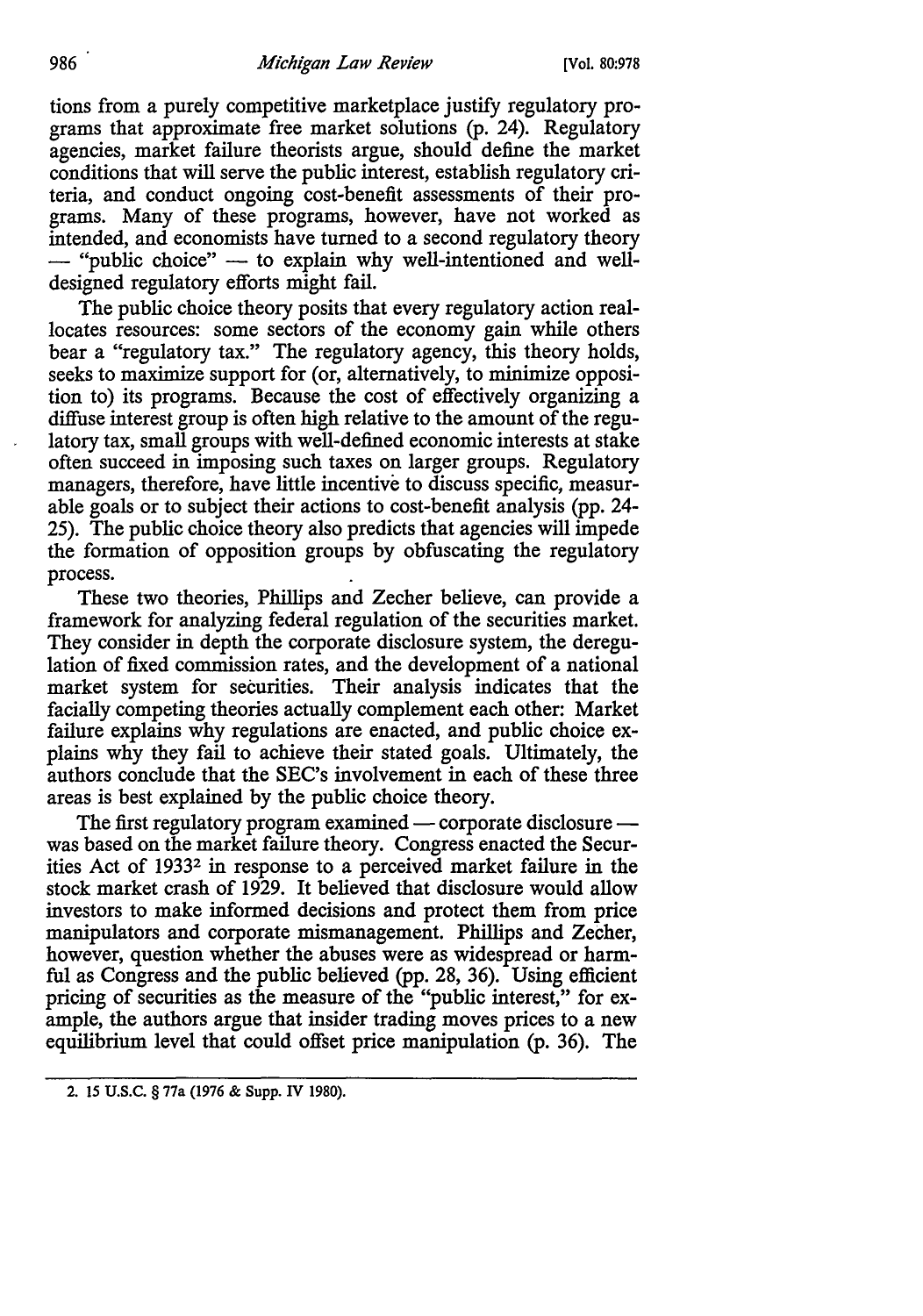tions from a purely competitive marketplace justify regulatory programs that approximate free market solutions (p. 24). Regulatory agencies, market failure theorists argue, should define the market conditions that will serve the public interest, establish regulatory criteria, and conduct ongoing cost-benefit assessments of their programs. Many of these programs, however, have not worked as intended, and economists have turned to a second regulatory theory — "public choice" — to explain why well-intentioned and well-designed regulatory efforts might fail.

The public choice theory posits that every regulatory action reallocates resources: some sectors of the economy gain while others bear a "regulatory tax." The regulatory agency, this theory holds, seeks to maximize support for (or, alternatively, to minimize opposition to) its programs. Because the cost of effectively organizing a diffuse interest group is often high relative to the amount of the regulatory tax, small groups with well-defined economic interests at stake often succeed in imposing such taxes on larger groups. Regulatory managers, therefore, have little incentive to discuss specific, measurable goals or to subject their actions to cost-benefit analysis (pp. 24-25). The public choice theory also predicts that agencies will impede the formation of opposition groups by obfuscating the regulatory process.

These two theories, Phillips and Zecher believe, can provide a framework for analyzing federal regulation of the securities market. They consider in depth the corporate disclosure system, the deregulation of fixed commission rates, and the development of a national market system for securities. Their analysis indicates that the facially competing theories actually complement each other: Market failure explains why regulations are enacted, and public choice explains why they fail to achieve their stated goals. Ultimately, the authors conclude that the SEC's involvement in each of these three areas is best explained by the public choice theory.

The first regulatory program examined — corporate disclosure — was based on the market failure theory. Congress enacted the Securities Act of 1933[2] in response to a perceived market failure in the stock market crash of 1929. It believed that disclosure would allow investors to make informed decisions and protect them from price manipulators and corporate mismanagement. Phillips and Zecher, however, question whether the abuses were as widespread or harmful as Congress and the public believed (pp. 28, 36). Using efficient pricing of securities as the measure of the "public interest," for example, the authors argue that insider trading moves prices to a new equilibrium level that could offset price manipulation (p. 36). The

---

2. 15 U.S.C. § 77a (1976 & Supp. IV 1980).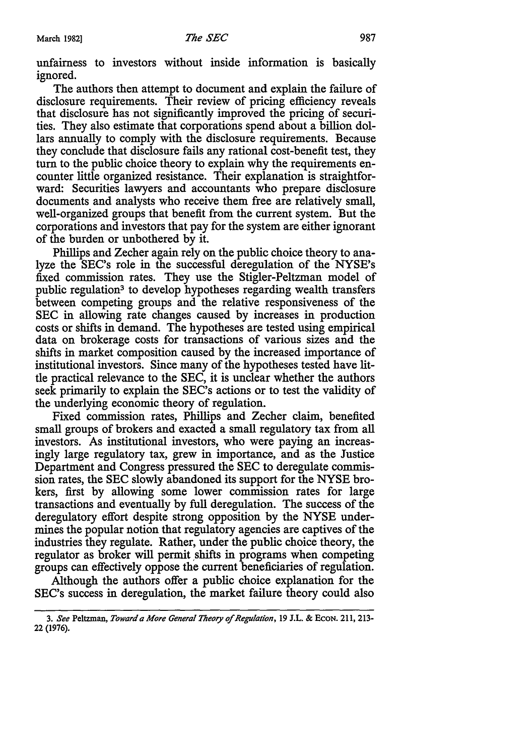unfairness to investors without inside information is basically ignored.

The authors then attempt to document and explain the failure of disclosure requirements. Their review of pricing efficiency reveals that disclosure has not significantly improved the pricing of securities. They also estimate that corporations spend about a billion dollars annually to comply with the disclosure requirements. Because they conclude that disclosure fails any rational cost-benefit test, they turn to the public choice theory to explain why the requirements encounter little organized resistance. Their explanation is straightforward: Securities lawyers and accountants who prepare disclosure documents and analysts who receive them free are relatively small, well-organized groups that benefit from the current system. But the corporations and investors that pay for the system are either ignorant of the burden or unbothered by it.

Phillips and Zecher again rely on the public choice theory to analyze the SEC's role in the successful deregulation of the NYSE's fixed commission rates. They use the Stigler-Peltzman model of public regulation[3] to develop hypotheses regarding wealth transfers between competing groups and the relative responsiveness of the SEC in allowing rate changes caused by increases in production costs or shifts in demand. The hypotheses are tested using empirical data on brokerage costs for transactions of various sizes and the shifts in market composition caused by the increased importance of institutional investors. Since many of the hypotheses tested have little practical relevance to the SEC, it is unclear whether the authors seek primarily to explain the SEC's actions or to test the validity of the underlying economic theory of regulation.

Fixed commission rates, Phillips and Zecher claim, benefited small groups of brokers and exacted a small regulatory tax from all investors. As institutional investors, who were paying an increasingly large regulatory tax, grew in importance, and as the Justice Department and Congress pressured the SEC to deregulate commission rates, the SEC slowly abandoned its support for the NYSE brokers, first by allowing some lower commission rates for large transactions and eventually by full deregulation. The success of the deregulatory effort despite strong opposition by the NYSE undermines the popular notion that regulatory agencies are captives of the industries they regulate. Rather, under the public choice theory, the regulator as broker will permit shifts in programs when competing groups can effectively oppose the current beneficiaries of regulation.

Although the authors offer a public choice explanation for the SEC's success in deregulation, the market failure theory could also

---

3. *See* Peltzman, *Toward a More General Theory of Regulation*, 19 J.L. & ECON. 211, 213-22 (1976).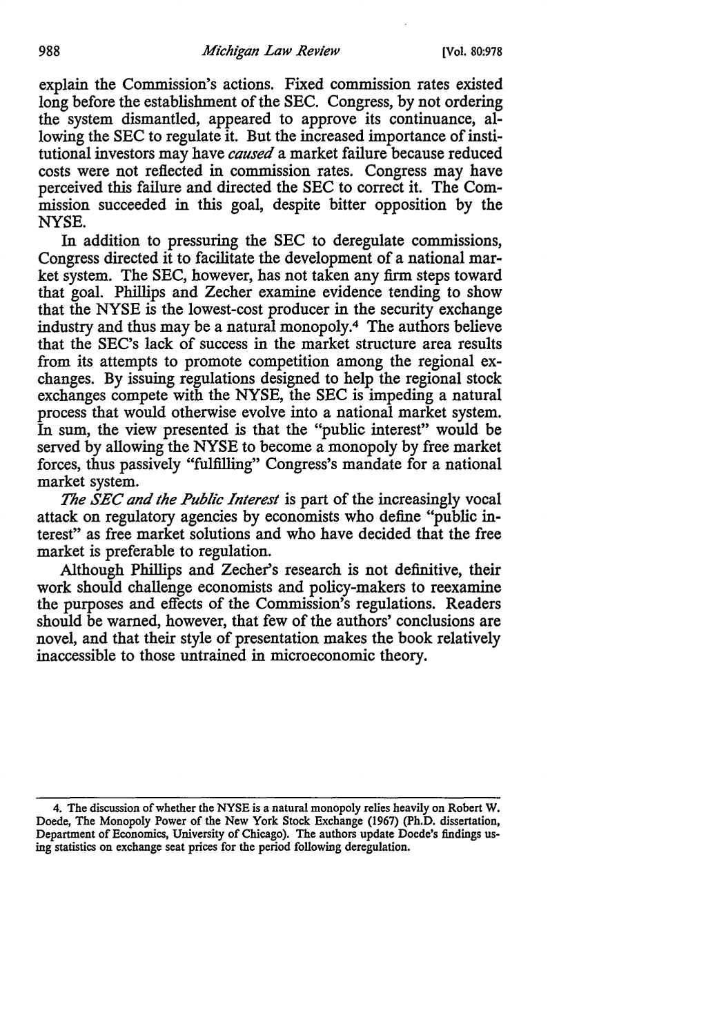explain the Commission's actions. Fixed commission rates existed long before the establishment of the SEC. Congress, by not ordering the system dismantled, appeared to approve its continuance, allowing the SEC to regulate it. But the increased importance of institutional investors may have *caused* a market failure because reduced costs were not reflected in commission rates. Congress may have perceived this failure and directed the SEC to correct it. The Commission succeeded in this goal, despite bitter opposition by the NYSE.

In addition to pressuring the SEC to deregulate commissions, Congress directed it to facilitate the development of a national market system. The SEC, however, has not taken any firm steps toward that goal. Phillips and Zecher examine evidence tending to show that the NYSE is the lowest-cost producer in the security exchange industry and thus may be a natural monopoly.[4] The authors believe that the SEC's lack of success in the market structure area results from its attempts to promote competition among the regional exchanges. By issuing regulations designed to help the regional stock exchanges compete with the NYSE, the SEC is impeding a natural process that would otherwise evolve into a national market system. In sum, the view presented is that the "public interest" would be served by allowing the NYSE to become a monopoly by free market forces, thus passively "fulfilling" Congress's mandate for a national market system.

*The SEC and the Public Interest* is part of the increasingly vocal attack on regulatory agencies by economists who define "public interest" as free market solutions and who have decided that the free market is preferable to regulation.

Although Phillips and Zecher's research is not definitive, their work should challenge economists and policy-makers to reexamine the purposes and effects of the Commission's regulations. Readers should be warned, however, that few of the authors' conclusions are novel, and that their style of presentation makes the book relatively inaccessible to those untrained in microeconomic theory.

---

4. The discussion of whether the NYSE is a natural monopoly relies heavily on Robert W. Doede, The Monopoly Power of the New York Stock Exchange (1967) (Ph.D. dissertation, Department of Economics, University of Chicago). The authors update Doede's findings using statistics on exchange seat prices for the period following deregulation.